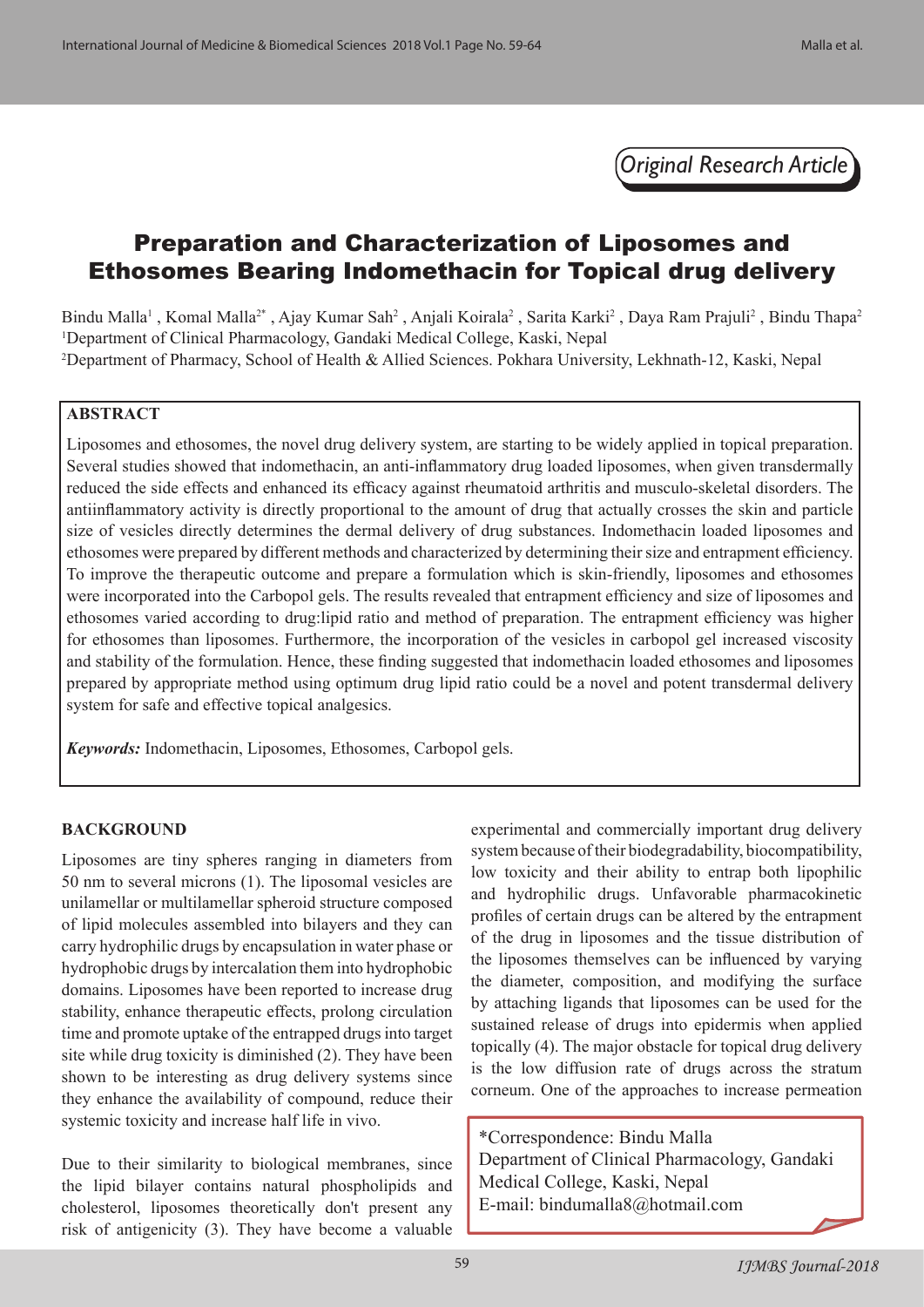*Original Research Article*

# Preparation and Characterization of Liposomes and Ethosomes Bearing Indomethacin for Topical drug delivery

Bindu Malla[1] , Komal Malla[2*] , Ajay Kumar Sah[2] , Anjali Koirala[2] , Sarita Karki[2] , Daya Ram Prajuli[2] , Bindu Thapa[2]

[1]Department of Clinical Pharmacology, Gandaki Medical College, Kaski, Nepal

[2]Department of Pharmacy, School of Health & Allied Sciences. Pokhara University, Lekhnath-12, Kaski, Nepal

## ABSTRACT

Liposomes and ethosomes, the novel drug delivery system, are starting to be widely applied in topical preparation. Several studies showed that indomethacin, an anti-inflammatory drug loaded liposomes, when given transdermally reduced the side effects and enhanced its efficacy against rheumatoid arthritis and musculo-skeletal disorders. The antiinflammatory activity is directly proportional to the amount of drug that actually crosses the skin and particle size of vesicles directly determines the dermal delivery of drug substances. Indomethacin loaded liposomes and ethosomes were prepared by different methods and characterized by determining their size and entrapment efficiency. To improve the therapeutic outcome and prepare a formulation which is skin-friendly, liposomes and ethosomes were incorporated into the Carbopol gels. The results revealed that entrapment efficiency and size of liposomes and ethosomes varied according to drug:lipid ratio and method of preparation. The entrapment efficiency was higher for ethosomes than liposomes. Furthermore, the incorporation of the vesicles in carbopol gel increased viscosity and stability of the formulation. Hence, these finding suggested that indomethacin loaded ethosomes and liposomes prepared by appropriate method using optimum drug lipid ratio could be a novel and potent transdermal delivery system for safe and effective topical analgesics.

***Keywords:*** Indomethacin, Liposomes, Ethosomes, Carbopol gels.

## BACKGROUND

Liposomes are tiny spheres ranging in diameters from 50 nm to several microns (1). The liposomal vesicles are unilamellar or multilamellar spheroid structure composed of lipid molecules assembled into bilayers and they can carry hydrophilic drugs by encapsulation in water phase or hydrophobic drugs by intercalation them into hydrophobic domains. Liposomes have been reported to increase drug stability, enhance therapeutic effects, prolong circulation time and promote uptake of the entrapped drugs into target site while drug toxicity is diminished (2). They have been shown to be interesting as drug delivery systems since they enhance the availability of compound, reduce their systemic toxicity and increase half life in vivo.

Due to their similarity to biological membranes, since the lipid bilayer contains natural phospholipids and cholesterol, liposomes theoretically don't present any risk of antigenicity (3). They have become a valuable experimental and commercially important drug delivery system because of their biodegradability, biocompatibility, low toxicity and their ability to entrap both lipophilic and hydrophilic drugs. Unfavorable pharmacokinetic profiles of certain drugs can be altered by the entrapment of the drug in liposomes and the tissue distribution of the liposomes themselves can be influenced by varying the diameter, composition, and modifying the surface by attaching ligands that liposomes can be used for the sustained release of drugs into epidermis when applied topically (4). The major obstacle for topical drug delivery is the low diffusion rate of drugs across the stratum corneum. One of the approaches to increase permeation

*Correspondence: Bindu Malla
Department of Clinical Pharmacology, Gandaki Medical College, Kaski, Nepal
E-mail: bindumalla8@hotmail.com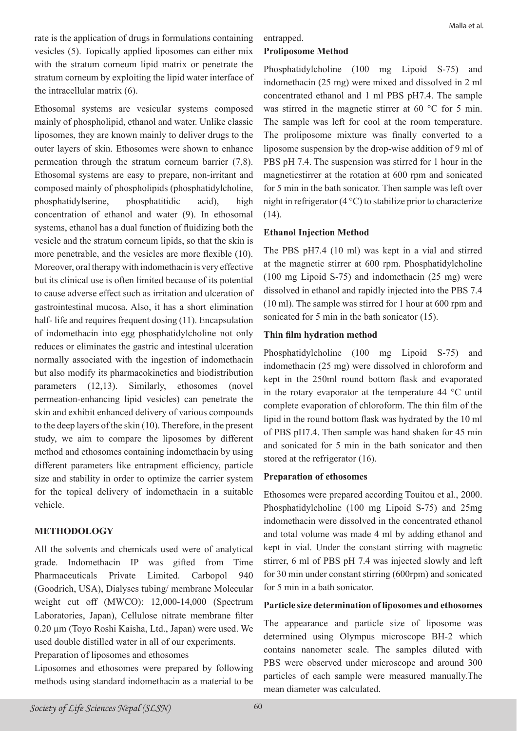rate is the application of drugs in formulations containing vesicles (5). Topically applied liposomes can either mix with the stratum corneum lipid matrix or penetrate the stratum corneum by exploiting the lipid water interface of the intracellular matrix (6).

Ethosomal systems are vesicular systems composed mainly of phospholipid, ethanol and water. Unlike classic liposomes, they are known mainly to deliver drugs to the outer layers of skin. Ethosomes were shown to enhance permeation through the stratum corneum barrier (7,8). Ethosomal systems are easy to prepare, non-irritant and composed mainly of phospholipids (phosphatidylcholine, phosphatidylserine, phosphatitidic acid), high concentration of ethanol and water (9). In ethosomal systems, ethanol has a dual function of fluidizing both the vesicle and the stratum corneum lipids, so that the skin is more penetrable, and the vesicles are more flexible (10). Moreover, oral therapy with indomethacin is very effective but its clinical use is often limited because of its potential to cause adverse effect such as irritation and ulceration of gastrointestinal mucosa. Also, it has a short elimination half- life and requires frequent dosing (11). Encapsulation of indomethacin into egg phosphatidylcholine not only reduces or eliminates the gastric and intestinal ulceration normally associated with the ingestion of indomethacin but also modify its pharmacokinetics and biodistribution parameters (12,13). Similarly, ethosomes (novel permeation-enhancing lipid vesicles) can penetrate the skin and exhibit enhanced delivery of various compounds to the deep layers of the skin (10). Therefore, in the present study, we aim to compare the liposomes by different method and ethosomes containing indomethacin by using different parameters like entrapment efficiency, particle size and stability in order to optimize the carrier system for the topical delivery of indomethacin in a suitable vehicle.

## METHODOLOGY

All the solvents and chemicals used were of analytical grade. Indomethacin IP was gifted from Time Pharmaceuticals Private Limited. Carbopol 940 (Goodrich, USA), Dialyses tubing/ membrane Molecular weight cut off (MWCO): 12,000-14,000 (Spectrum Laboratories, Japan), Cellulose nitrate membrane filter 0.20 µm (Toyo Roshi Kaisha, Ltd., Japan) were used. We used double distilled water in all of our experiments.

Preparation of liposomes and ethosomes

Liposomes and ethosomes were prepared by following methods using standard indomethacin as a material to be entrapped.

### Proliposome Method

Phosphatidylcholine (100 mg Lipoid S-75) and indomethacin (25 mg) were mixed and dissolved in 2 ml concentrated ethanol and 1 ml PBS pH7.4. The sample was stirred in the magnetic stirrer at 60 °C for 5 min. The sample was left for cool at the room temperature. The proliposome mixture was finally converted to a liposome suspension by the drop-wise addition of 9 ml of PBS pH 7.4. The suspension was stirred for 1 hour in the magneticstirrer at the rotation at 600 rpm and sonicated for 5 min in the bath sonicator. Then sample was left over night in refrigerator (4 °C) to stabilize prior to characterize (14).

### Ethanol Injection Method

The PBS pH7.4 (10 ml) was kept in a vial and stirred at the magnetic stirrer at 600 rpm. Phosphatidylcholine (100 mg Lipoid S-75) and indomethacin (25 mg) were dissolved in ethanol and rapidly injected into the PBS 7.4 (10 ml). The sample was stirred for 1 hour at 600 rpm and sonicated for 5 min in the bath sonicator (15).

### Thin film hydration method

Phosphatidylcholine (100 mg Lipoid S-75) and indomethacin (25 mg) were dissolved in chloroform and kept in the 250ml round bottom flask and evaporated in the rotary evaporator at the temperature 44 °C until complete evaporation of chloroform. The thin film of the lipid in the round bottom flask was hydrated by the 10 ml of PBS pH7.4. Then sample was hand shaken for 45 min and sonicated for 5 min in the bath sonicator and then stored at the refrigerator (16).

### Preparation of ethosomes

Ethosomes were prepared according Touitou et al., 2000. Phosphatidylcholine (100 mg Lipoid S-75) and 25mg indomethacin were dissolved in the concentrated ethanol and total volume was made 4 ml by adding ethanol and kept in vial. Under the constant stirring with magnetic stirrer, 6 ml of PBS pH 7.4 was injected slowly and left for 30 min under constant stirring (600rpm) and sonicated for 5 min in a bath sonicator.

### Particle size determination of liposomes and ethosomes

The appearance and particle size of liposome was determined using Olympus microscope BH-2 which contains nanometer scale. The samples diluted with PBS were observed under microscope and around 300 particles of each sample were measured manually.The mean diameter was calculated.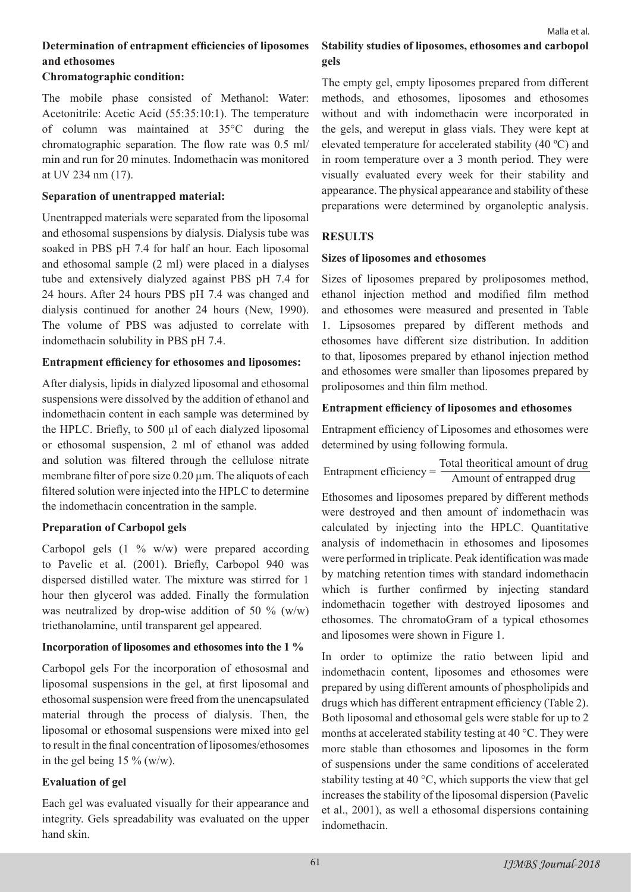### Determination of entrapment efficiencies of liposomes and ethosomes

#### Chromatographic condition:

The mobile phase consisted of Methanol: Water: Acetonitrile: Acetic Acid (55:35:10:1). The temperature of column was maintained at 35°C during the chromatographic separation. The flow rate was 0.5 ml/min and run for 20 minutes. Indomethacin was monitored at UV 234 nm (17).

#### Separation of unentrapped material:

Unentrapped materials were separated from the liposomal and ethosomal suspensions by dialysis. Dialysis tube was soaked in PBS pH 7.4 for half an hour. Each liposomal and ethosomal sample (2 ml) were placed in a dialyses tube and extensively dialyzed against PBS pH 7.4 for 24 hours. After 24 hours PBS pH 7.4 was changed and dialysis continued for another 24 hours (New, 1990). The volume of PBS was adjusted to correlate with indomethacin solubility in PBS pH 7.4.

#### Entrapment efficiency for ethosomes and liposomes:

After dialysis, lipids in dialyzed liposomal and ethosomal suspensions were dissolved by the addition of ethanol and indomethacin content in each sample was determined by the HPLC. Briefly, to 500 µl of each dialyzed liposomal or ethosomal suspension, 2 ml of ethanol was added and solution was filtered through the cellulose nitrate membrane filter of pore size 0.20 µm. The aliquots of each filtered solution were injected into the HPLC to determine the indomethacin concentration in the sample.

#### Preparation of Carbopol gels

Carbopol gels (1 % w/w) were prepared according to Pavelic et al. (2001). Briefly, Carbopol 940 was dispersed distilled water. The mixture was stirred for 1 hour then glycerol was added. Finally the formulation was neutralized by drop-wise addition of 50 % (w/w) triethanolamine, until transparent gel appeared.

#### Incorporation of liposomes and ethosomes into the 1 %

Carbopol gels For the incorporation of ethososmal and liposomal suspensions in the gel, at first liposomal and ethosomal suspension were freed from the unencapsulated material through the process of dialysis. Then, the liposomal or ethosomal suspensions were mixed into gel to result in the final concentration of liposomes/ethosomes in the gel being 15 % (w/w).

#### Evaluation of gel

Each gel was evaluated visually for their appearance and integrity. Gels spreadability was evaluated on the upper hand skin.

### Stability studies of liposomes, ethosomes and carbopol gels

The empty gel, empty liposomes prepared from different methods, and ethosomes, liposomes and ethosomes without and with indomethacin were incorporated in the gels, and wereput in glass vials. They were kept at elevated temperature for accelerated stability (40 ºC) and in room temperature over a 3 month period. They were visually evaluated every week for their stability and appearance. The physical appearance and stability of these preparations were determined by organoleptic analysis.

## RESULTS

#### Sizes of liposomes and ethosomes

Sizes of liposomes prepared by proliposomes method, ethanol injection method and modified film method and ethosomes were measured and presented in Table 1. Lipsosomes prepared by different methods and ethosomes have different size distribution. In addition to that, liposomes prepared by ethanol injection method and ethosomes were smaller than liposomes prepared by proliposomes and thin film method.

#### Entrapment efficiency of liposomes and ethosomes

Entrapment efficiency of Liposomes and ethosomes were determined by using following formula.

$$\text{Entrapment efficiency} = \frac{\text{Total theoritical amount of drug}}{\text{Amount of entrapped drug}}$$

Ethosomes and liposomes prepared by different methods were destroyed and then amount of indomethacin was calculated by injecting into the HPLC. Quantitative analysis of indomethacin in ethosomes and liposomes were performed in triplicate. Peak identification was made by matching retention times with standard indomethacin which is further confirmed by injecting standard indomethacin together with destroyed liposomes and ethosomes. The chromatoGram of a typical ethosomes and liposomes were shown in Figure 1.

In order to optimize the ratio between lipid and indomethacin content, liposomes and ethosomes were prepared by using different amounts of phospholipids and drugs which has different entrapment efficiency (Table 2). Both liposomal and ethosomal gels were stable for up to 2 months at accelerated stability testing at 40 °C. They were more stable than ethosomes and liposomes in the form of suspensions under the same conditions of accelerated stability testing at 40 °C, which supports the view that gel increases the stability of the liposomal dispersion (Pavelic et al., 2001), as well a ethosomal dispersions containing indomethacin.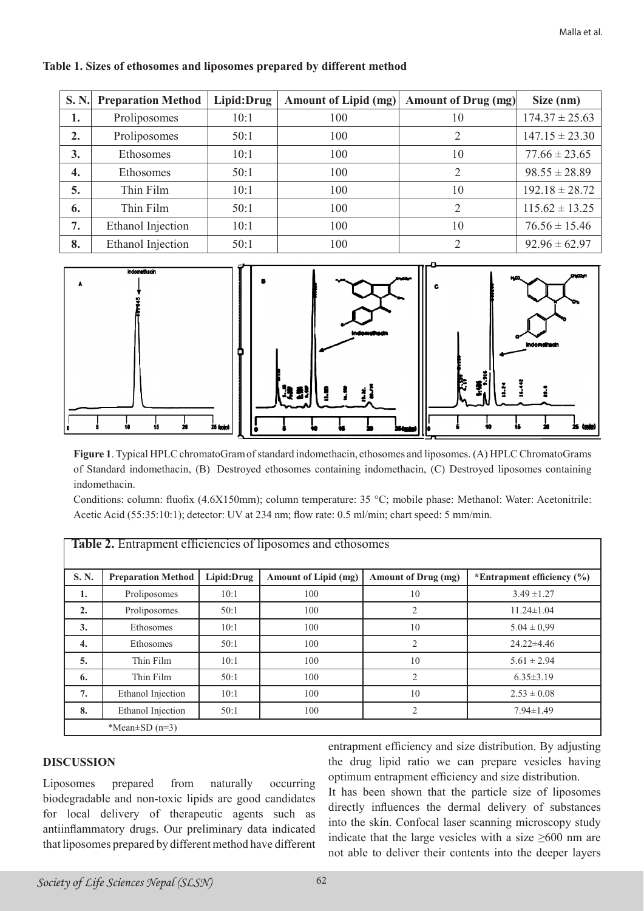**Table 1. Sizes of ethosomes and liposomes prepared by different method**

| S. N. | Preparation Method | Lipid:Drug | Amount of Lipid (mg) | Amount of Drug (mg) | Size (nm) |
|---|---|---|---|---|---|
| 1. | Proliposomes | 10:1 | 100 | 10 | 174.37 ± 25.63 |
| 2. | Proliposomes | 50:1 | 100 | 2 | 147.15 ± 23.30 |
| 3. | Ethosomes | 10:1 | 100 | 10 | 77.66 ± 23.65 |
| 4. | Ethosomes | 50:1 | 100 | 2 | 98.55 ± 28.89 |
| 5. | Thin Film | 10:1 | 100 | 10 | 192.18 ± 28.72 |
| 6. | Thin Film | 50:1 | 100 | 2 | 115.62 ± 13.25 |
| 7. | Ethanol Injection | 10:1 | 100 | 10 | 76.56 ± 15.46 |
| 8. | Ethanol Injection | 50:1 | 100 | 2 | 92.96 ± 62.97 |

**Figure 1**. Typical HPLC chromatoGram of standard indomethacin, ethosomes and liposomes. (A) HPLC ChromatoGrams of Standard indomethacin, (B) Destroyed ethosomes containing indomethacin, (C) Destroyed liposomes containing indomethacin.

Conditions: column: fluofix (4.6X150mm); column temperature: 35 °C; mobile phase: Methanol: Water: Acetonitrile: Acetic Acid (55:35:10:1); detector: UV at 234 nm; flow rate: 0.5 ml/min; chart speed: 5 mm/min.

**Table 2.** Entrapment efficiencies of liposomes and ethosomes

| S. N. | Preparation Method | Lipid:Drug | Amount of Lipid (mg) | Amount of Drug (mg) | *Entrapment efficiency (%) |
|---|---|---|---|---|---|
| 1. | Proliposomes | 10:1 | 100 | 10 | 3.49 ±1.27 |
| 2. | Proliposomes | 50:1 | 100 | 2 | 11.24±1.04 |
| 3. | Ethosomes | 10:1 | 100 | 10 | 5.04 ± 0,99 |
| 4. | Ethosomes | 50:1 | 100 | 2 | 24.22±4.46 |
| 5. | Thin Film | 10:1 | 100 | 10 | 5.61 ± 2.94 |
| 6. | Thin Film | 50:1 | 100 | 2 | 6.35±3.19 |
| 7. | Ethanol Injection | 10:1 | 100 | 10 | 2.53 ± 0.08 |
| 8. | Ethanol Injection | 50:1 | 100 | 2 | 7.94±1.49 |

*Mean±SD (n=3)

## DISCUSSION

Liposomes prepared from naturally occurring biodegradable and non-toxic lipids are good candidates for local delivery of therapeutic agents such as antiinflammatory drugs. Our preliminary data indicated that liposomes prepared by different method have different entrapment efficiency and size distribution. By adjusting the drug lipid ratio we can prepare vesicles having optimum entrapment efficiency and size distribution.

It has been shown that the particle size of liposomes directly influences the dermal delivery of substances into the skin. Confocal laser scanning microscopy study indicate that the large vesicles with a size ≥600 nm are not able to deliver their contents into the deeper layers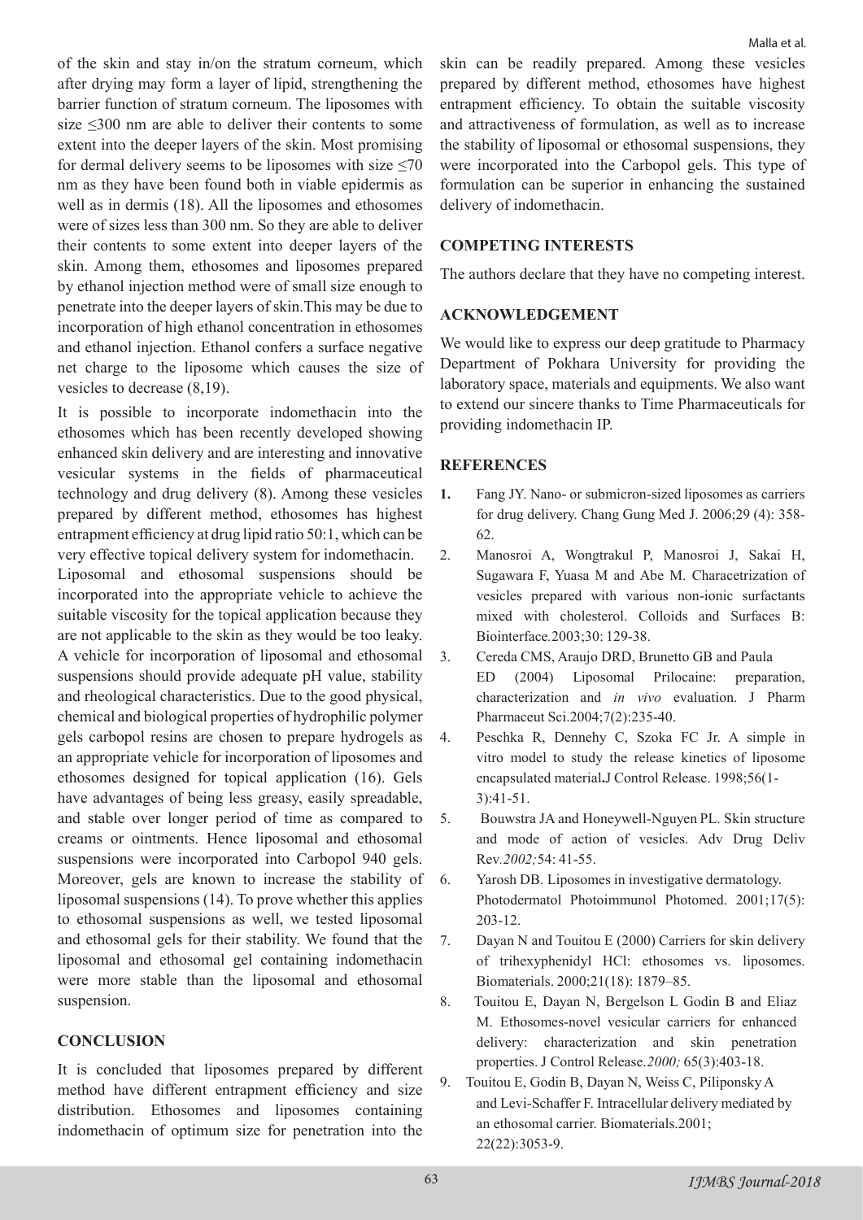of the skin and stay in/on the stratum corneum, which after drying may form a layer of lipid, strengthening the barrier function of stratum corneum. The liposomes with size ≤300 nm are able to deliver their contents to some extent into the deeper layers of the skin. Most promising for dermal delivery seems to be liposomes with size ≤70 nm as they have been found both in viable epidermis as well as in dermis (18). All the liposomes and ethosomes were of sizes less than 300 nm. So they are able to deliver their contents to some extent into deeper layers of the skin. Among them, ethosomes and liposomes prepared by ethanol injection method were of small size enough to penetrate into the deeper layers of skin.This may be due to incorporation of high ethanol concentration in ethosomes and ethanol injection. Ethanol confers a surface negative net charge to the liposome which causes the size of vesicles to decrease (8,19).

It is possible to incorporate indomethacin into the ethosomes which has been recently developed showing enhanced skin delivery and are interesting and innovative vesicular systems in the fields of pharmaceutical technology and drug delivery (8). Among these vesicles prepared by different method, ethosomes has highest entrapment efficiency at drug lipid ratio 50:1, which can be very effective topical delivery system for indomethacin.

Liposomal and ethosomal suspensions should be incorporated into the appropriate vehicle to achieve the suitable viscosity for the topical application because they are not applicable to the skin as they would be too leaky. A vehicle for incorporation of liposomal and ethosomal suspensions should provide adequate pH value, stability and rheological characteristics. Due to the good physical, chemical and biological properties of hydrophilic polymer gels carbopol resins are chosen to prepare hydrogels as an appropriate vehicle for incorporation of liposomes and ethosomes designed for topical application (16). Gels have advantages of being less greasy, easily spreadable, and stable over longer period of time as compared to creams or ointments. Hence liposomal and ethosomal suspensions were incorporated into Carbopol 940 gels. Moreover, gels are known to increase the stability of liposomal suspensions (14). To prove whether this applies to ethosomal suspensions as well, we tested liposomal and ethosomal gels for their stability. We found that the liposomal and ethosomal gel containing indomethacin were more stable than the liposomal and ethosomal suspension.

## CONCLUSION

It is concluded that liposomes prepared by different method have different entrapment efficiency and size distribution. Ethosomes and liposomes containing indomethacin of optimum size for penetration into the skin can be readily prepared. Among these vesicles prepared by different method, ethosomes have highest entrapment efficiency. To obtain the suitable viscosity and attractiveness of formulation, as well as to increase the stability of liposomal or ethosomal suspensions, they were incorporated into the Carbopol gels. This type of formulation can be superior in enhancing the sustained delivery of indomethacin.

## COMPETING INTERESTS

The authors declare that they have no competing interest.

## ACKNOWLEDGEMENT

We would like to express our deep gratitude to Pharmacy Department of Pokhara University for providing the laboratory space, materials and equipments. We also want to extend our sincere thanks to Time Pharmaceuticals for providing indomethacin IP.

## REFERENCES

1. Fang JY. Nano- or submicron-sized liposomes as carriers for drug delivery. Chang Gung Med J. 2006;29 (4): 358-62.
2. Manosroi A, Wongtrakul P, Manosroi J, Sakai H, Sugawara F, Yuasa M and Abe M. Characetrization of vesicles prepared with various non-ionic surfactants mixed with cholesterol. Colloids and Surfaces B: Biointerface.2003;30: 129-38.
3. Cereda CMS, Araujo DRD, Brunetto GB and Paula ED (2004) Liposomal Prilocaine: preparation, characterization and *in vivo* evaluation. J Pharm Pharmaceut Sci.2004;7(2):235-40.
4. Peschka R, Dennehy C, Szoka FC Jr. A simple in vitro model to study the release kinetics of liposome encapsulated material**.**J Control Release. 1998;56(1-3):41-51.
5. Bouwstra JA and Honeywell-Nguyen PL. Skin structure and mode of action of vesicles. Adv Drug Deliv Rev.*2002;*54: 41-55.
6. Yarosh DB. Liposomes in investigative dermatology. Photodermatol Photoimmunol Photomed. 2001;17(5): 203-12.
7. Dayan N and Touitou E (2000) Carriers for skin delivery of trihexyphenidyl HCl: ethosomes vs. liposomes. Biomaterials. 2000;21(18): 1879–85.
8. Touitou E, Dayan N, Bergelson L Godin B and Eliaz M. Ethosomes-novel vesicular carriers for enhanced delivery: characterization and skin penetration properties. J Control Release.*2000;* 65(3):403-18.
9. Touitou E, Godin B, Dayan N, Weiss C, Piliponsky A and Levi-Schaffer F. Intracellular delivery mediated by an ethosomal carrier. Biomaterials.2001; 22(22):3053-9.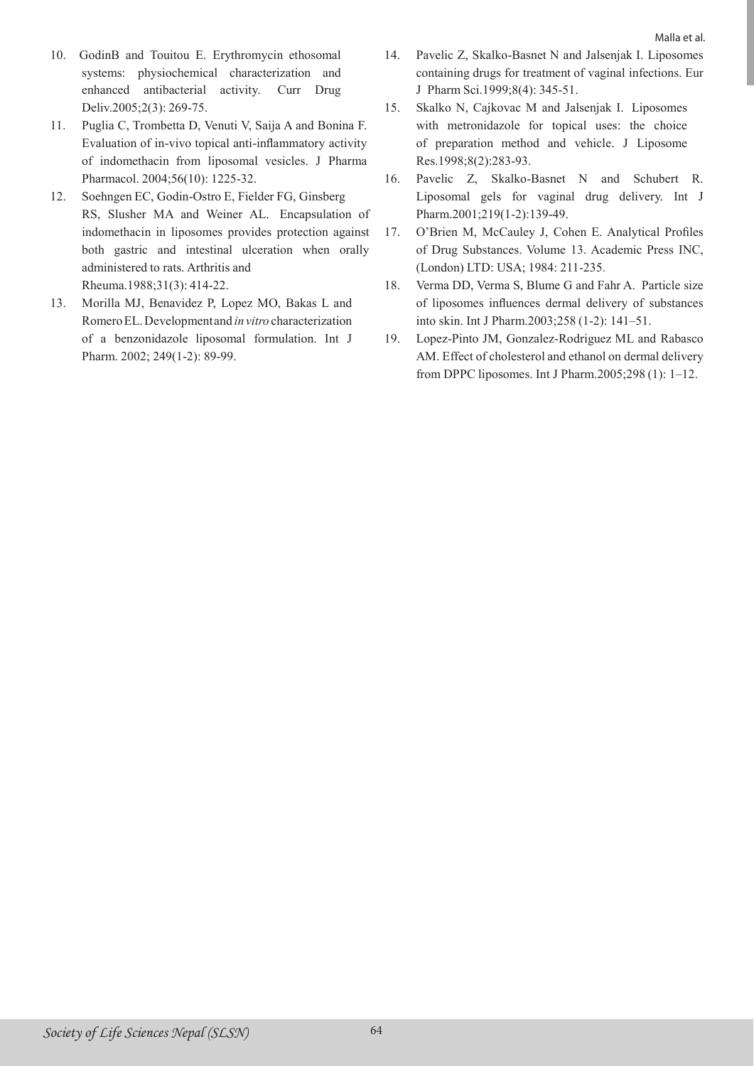10. GodinB and Touitou E. Erythromycin ethosomal systems: physiochemical characterization and enhanced antibacterial activity. Curr Drug Deliv.2005;2(3): 269-75.
11. Puglia C, Trombetta D, Venuti V, Saija A and Bonina F. Evaluation of in-vivo topical anti-inflammatory activity of indomethacin from liposomal vesicles. J Pharma Pharmacol. 2004;56(10): 1225-32.
12. Soehngen EC, Godin-Ostro E, Fielder FG, Ginsberg RS, Slusher MA and Weiner AL. Encapsulation of indomethacin in liposomes provides protection against both gastric and intestinal ulceration when orally administered to rats. Arthritis and Rheuma.1988;31(3): 414-22.
13. Morilla MJ, Benavidez P, Lopez MO, Bakas L and Romero EL. Development and *in vitro* characterization of a benzonidazole liposomal formulation. Int J Pharm. 2002; 249(1-2): 89-99.
14. Pavelic Z, Skalko-Basnet N and Jalsenjak I. Liposomes containing drugs for treatment of vaginal infections. Eur J Pharm Sci.1999;8(4): 345-51.
15. Skalko N, Cajkovac M and Jalsenjak I. Liposomes with metronidazole for topical uses: the choice of preparation method and vehicle. J Liposome Res.1998;8(2):283-93.
16. Pavelic Z, Skalko-Basnet N and Schubert R. Liposomal gels for vaginal drug delivery. Int J Pharm.2001;219(1-2):139-49.
17. O'Brien M, McCauley J, Cohen E. Analytical Profiles of Drug Substances. Volume 13. Academic Press INC, (London) LTD: USA; 1984: 211-235.
18. Verma DD, Verma S, Blume G and Fahr A. Particle size of liposomes influences dermal delivery of substances into skin. Int J Pharm.2003;258 (1-2): 141–51.
19. Lopez-Pinto JM, Gonzalez-Rodriguez ML and Rabasco AM. Effect of cholesterol and ethanol on dermal delivery from DPPC liposomes. Int J Pharm.2005;298 (1): 1–12.